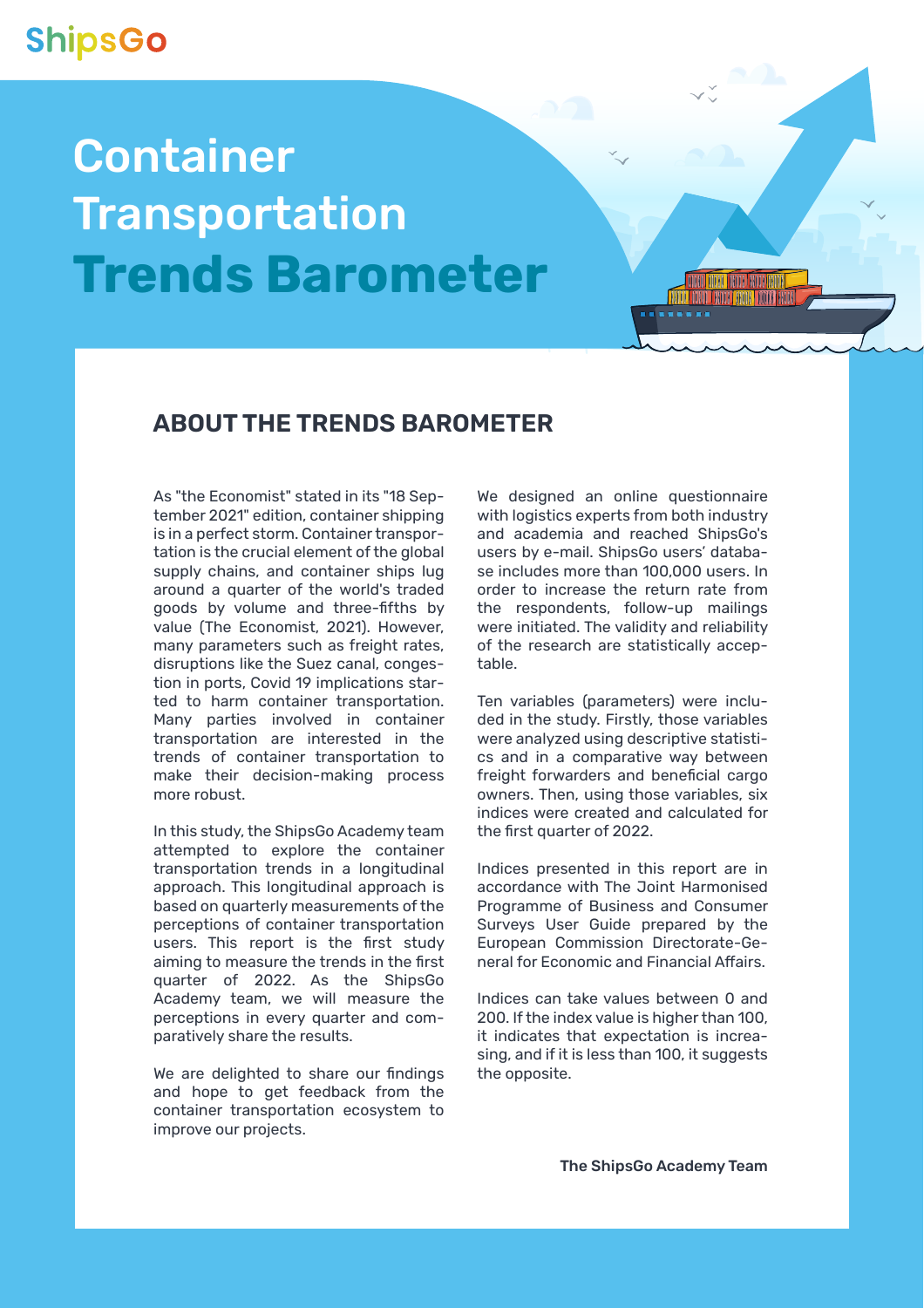ShipsGo

# Container Transportation **Trends Barometer**

## ABOUT THE TRENDS BAROMETER

As "the Economist" stated in its "18 September 2021" edition, container shipping is in a perfect storm. Container transportation is the crucial element of the global supply chains, and container ships lug around a quarter of the world's traded goods by volume and three-fifths by value (The Economist, 2021). However, many parameters such as freight rates, disruptions like the Suez canal, congestion in ports, Covid 19 implications started to harm container transportation. Many parties involved in container transportation are interested in the trends of container transportation to make their decision-making process more robust.

In this study, the ShipsGo Academy team attempted to explore the container transportation trends in a longitudinal approach. This longitudinal approach is based on quarterly measurements of the perceptions of container transportation users. This report is the first study aiming to measure the trends in the first quarter of 2022. As the ShipsGo Academy team, we will measure the perceptions in every quarter and comparatively share the results.

We are delighted to share our findings and hope to get feedback from the container transportation ecosystem to improve our projects.

We designed an online questionnaire with logistics experts from both industry and academia and reached ShipsGo's users by e-mail. ShipsGo users' database includes more than 100,000 users. In order to increase the return rate from the respondents, follow-up mailings were initiated. The validity and reliability of the research are statistically acceptable.

Ten variables (parameters) were included in the study. Firstly, those variables were analyzed using descriptive statistics and in a comparative way between freight forwarders and beneficial cargo owners. Then, using those variables, six indices were created and calculated for the first quarter of 2022.

Indices presented in this report are in accordance with The Joint Harmonised Programme of Business and Consumer Surveys User Guide prepared by the European Commission Directorate-General for Economic and Financial Affairs.

Indices can take values between 0 and 200. If the index value is higher than 100, it indicates that expectation is increasing, and if it is less than 100, it suggests the opposite.

**The ShipsGo Academy Team**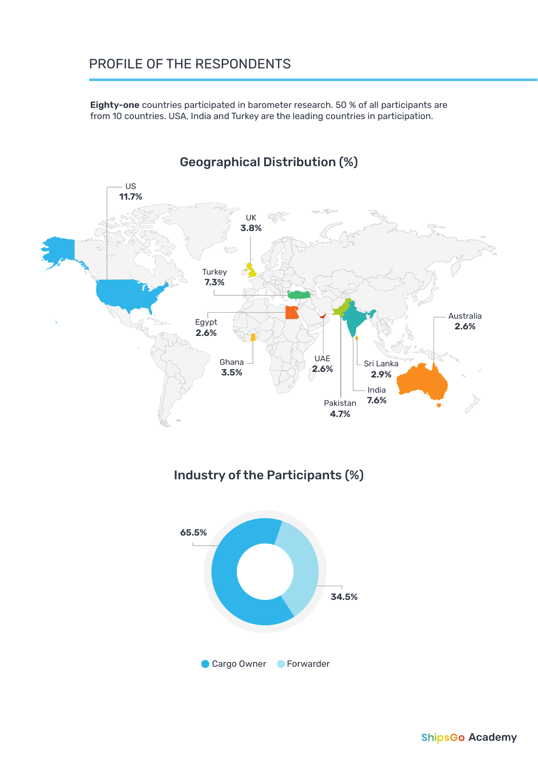## PROFILE OF THE RESPONDENTS

**Eighty-one** countries participated in barometer research. 50 % of all participants are from 10 countries. USA, India and Turkey are the leading countries in participation.

### Geographical Distribution (%)

| Country | % |
|---|---|
| US | 11.7% |
| UK | 3.8% |
| Turkey | 7.3% |
| Egypt | 2.6% |
| Ghana | 3.5% |
| UAE | 2.6% |
| Pakistan | 4.7% |
| India | 7.6% |
| Sri Lanka | 2.9% |
| Australia | 2.6% |

### Industry of the Participants (%)

| Industry | % |
|---|---|
| Cargo Owner | 65.5% |
| Forwarder | 34.5% |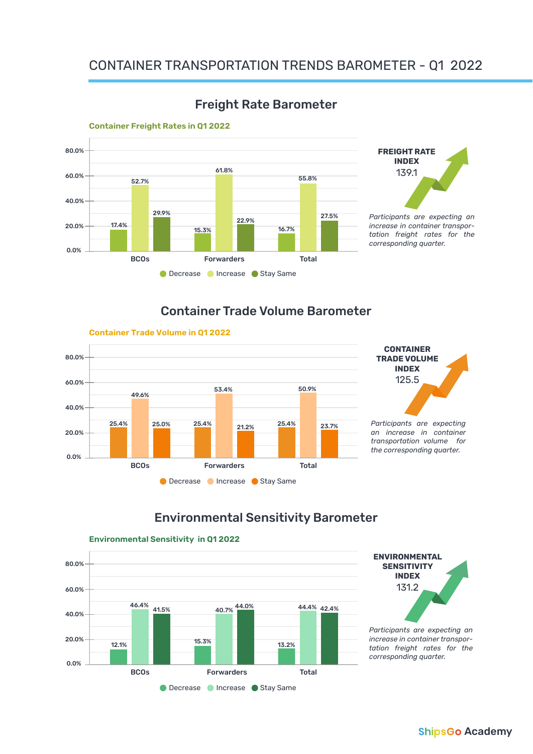# CONTAINER TRANSPORTATION TRENDS BAROMETER – Q1 2022

## Freight Rate Barometer

**Container Freight Rates in Q1 2022**

| | Decrease | Increase | Stay Same |
|---|---|---|---|
| BCOs | 17.4% | 52.7% | 29.9% |
| Forwarders | 15.3% | 61.8% | 22.9% |
| Total | 16.7% | 55.8% | 27.5% |

**FREIGHT RATE INDEX**
139.1

*Participants are expecting an increase in container transportation freight rates for the corresponding quarter.*

## Container Trade Volume Barometer

**Container Trade Volume in Q1 2022**

| | Decrease | Increase | Stay Same |
|---|---|---|---|
| BCOs | 25.4% | 49.6% | 25.0% |
| Forwarders | 25.4% | 53.4% | 21.2% |
| Total | 25.4% | 50.9% | 23.7% |

**CONTAINER TRADE VOLUME INDEX**
125.5

*Participants are expecting an increase in container transportation volume for the corresponding quarter.*

## Environmental Sensitivity Barometer

**Environmental Sensitivity in Q1 2022**

| | Decrease | Increase | Stay Same |
|---|---|---|---|
| BCOs | 12.1% | 46.4% | 41.5% |
| Forwarders | 15.3% | 40.7% | 44.0% |
| Total | 13.2% | 44.4% | 42.4% |

**ENVIRONMENTAL SENSITIVITY INDEX**
131.2

*Participants are expecting an increase in container transportation freight rates for the corresponding quarter.*

ShipsGo Academy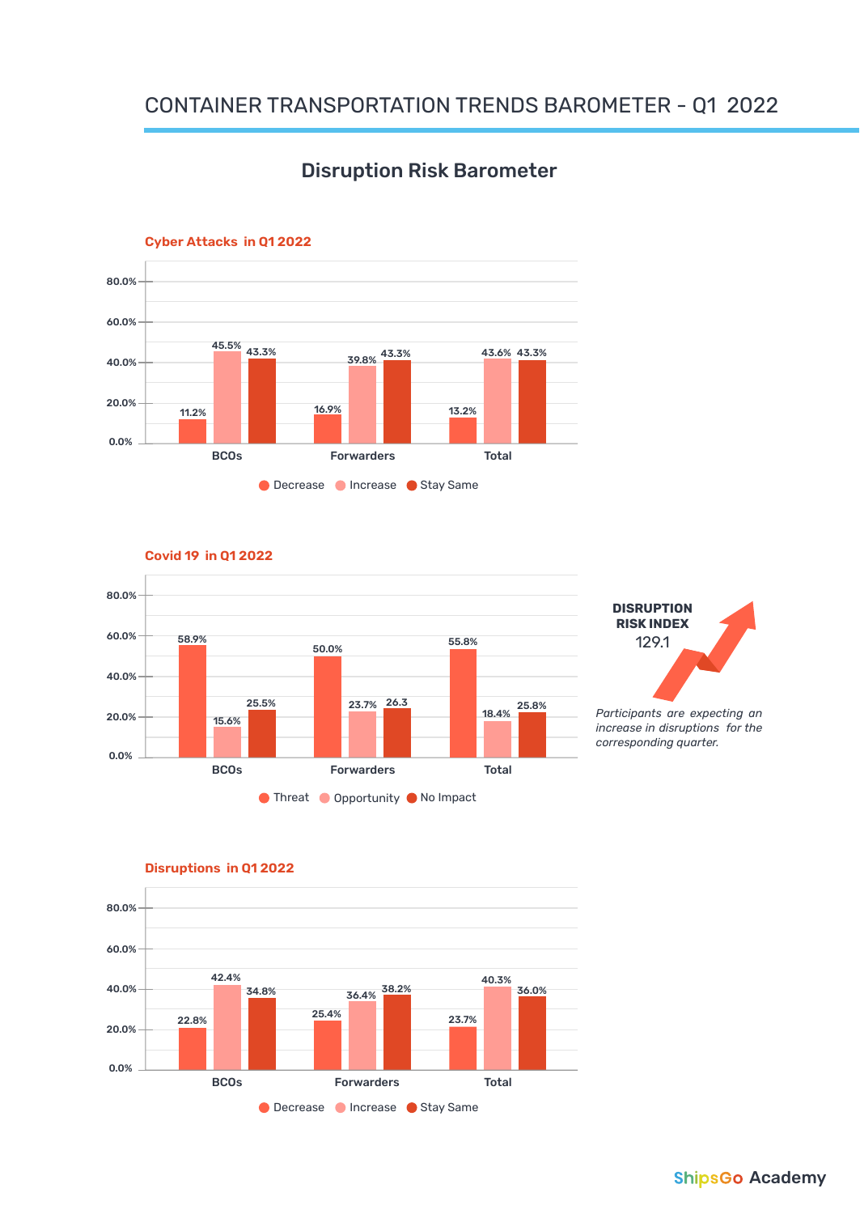# CONTAINER TRANSPORTATION TRENDS BAROMETER – Q1 2022

## Disruption Risk Barometer

### Cyber Attacks in Q1 2022

| | Decrease | Increase | Stay Same |
|---|---|---|---|
| BCOs | 11.2% | 45.5% | 43.3% |
| Forwarders | 16.9% | 39.8% | 43.3% |
| Total | 13.2% | 43.6% | 43.3% |

### Covid 19 in Q1 2022

| | Threat | Opportunity | No Impact |
|---|---|---|---|
| BCOs | 58.9% | 15.6% | 25.5% |
| Forwarders | 50.0% | 23.7% | 26.3 |
| Total | 55.8% | 18.4% | 25.8% |

**DISRUPTION RISK INDEX**

129.1

*Participants are expecting an increase in disruptions for the corresponding quarter.*

### Disruptions in Q1 2022

| | Decrease | Increase | Stay Same |
|---|---|---|---|
| BCOs | 22.8% | 42.4% | 34.8% |
| Forwarders | 25.4% | 36.4% | 38.2% |
| Total | 23.7% | 40.3% | 36.0% |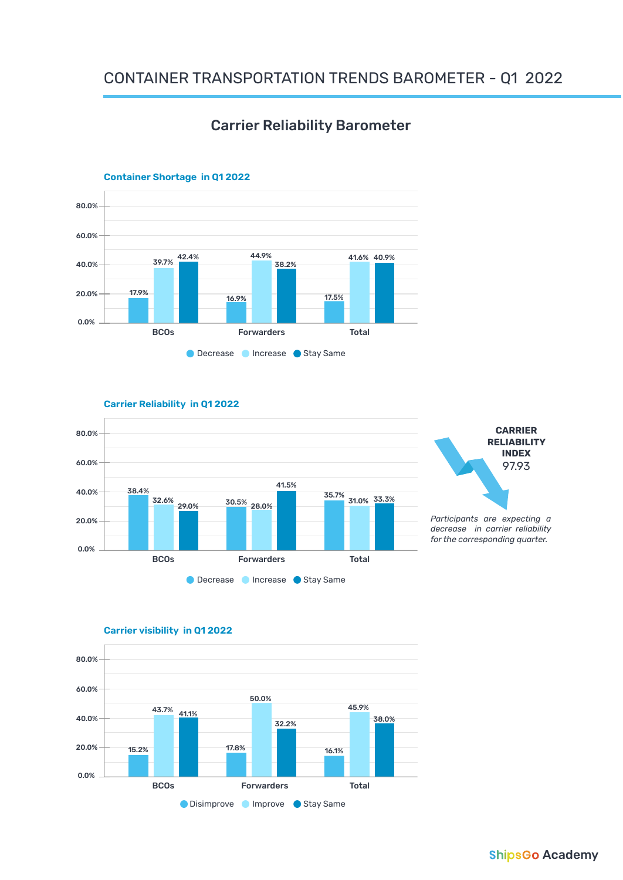# CONTAINER TRANSPORTATION TRENDS BAROMETER - Q1 2022

## Carrier Reliability Barometer

### Container Shortage in Q1 2022

| | Decrease | Increase | Stay Same |
|---|---|---|---|
| BCOs | 17.9% | 39.7% | 42.4% |
| Forwarders | 16.9% | 44.9% | 38.2% |
| Total | 17.5% | 41.6% | 40.9% |

### Carrier Reliability in Q1 2022

| | Decrease | Increase | Stay Same |
|---|---|---|---|
| BCOs | 38.4% | 32.6% | 29.0% |
| Forwarders | 30.5% | 28.0% | 41.5% |
| Total | 35.7% | 31.0% | 33.3% |

**CARRIER RELIABILITY INDEX**
97.93

*Participants are expecting a decrease in carrier reliability for the corresponding quarter.*

### Carrier visibility in Q1 2022

| | Disimprove | Improve | Stay Same |
|---|---|---|---|
| BCOs | 15.2% | 43.7% | 41.1% |
| Forwarders | 17.8% | 50.0% | 32.2% |
| Total | 16.1% | 45.9% | 38.0% |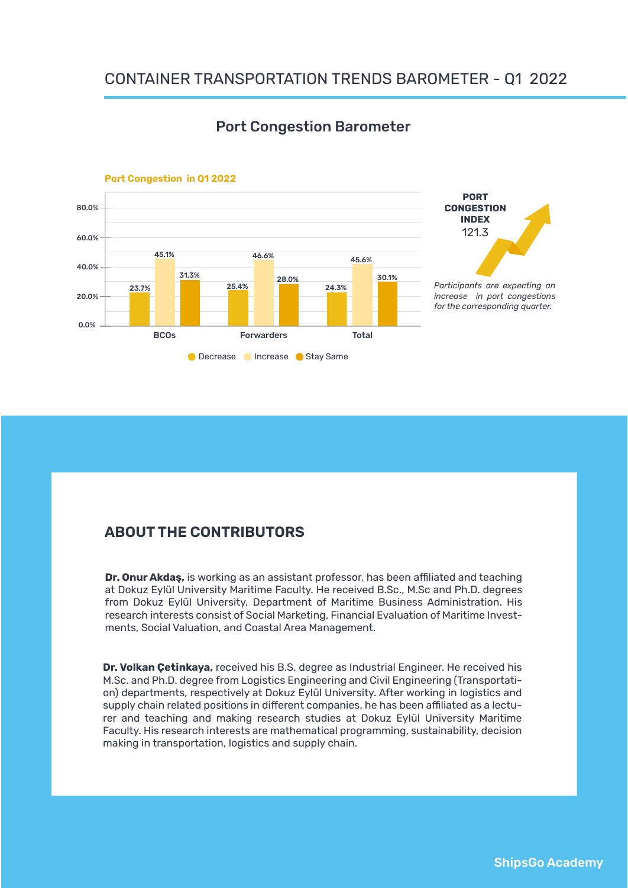# CONTAINER TRANSPORTATION TRENDS BAROMETER - Q1 2022

## Port Congestion Barometer

Port Congestion in Q1 2022

80.0%
60.0%
40.0%
20.0%
0.0%

BCOs: 23.7% 45.1% 31.3%

Forwarders: 25.4% 46.6% 28.0%

Total: 24.3% 45.6% 30.1%

Decrease Increase Stay Same

**PORT CONGESTION INDEX**
121.3

*Participants are expecting an increase in port congestions for the corresponding quarter.*

## ABOUT THE CONTRIBUTORS

**Dr. Onur Akdaş,** is working as an assistant professor, has been affiliated and teaching at Dokuz Eylül University Maritime Faculty. He received B.Sc., M.Sc and Ph.D. degrees from Dokuz Eylül University, Department of Maritime Business Administration. His research interests consist of Social Marketing, Financial Evaluation of Maritime Investments, Social Valuation, and Coastal Area Management.

**Dr. Volkan Çetinkaya,** received his B.S. degree as Industrial Engineer. He received his M.Sc. and Ph.D. degree from Logistics Engineering and Civil Engineering (Transportation) departments, respectively at Dokuz Eylül University. After working in logistics and supply chain related positions in different companies, he has been affiliated as a lecturer and teaching and making research studies at Dokuz Eylül University Maritime Faculty. His research interests are mathematical programming, sustainability, decision making in transportation, logistics and supply chain.

ShipsGo Academy